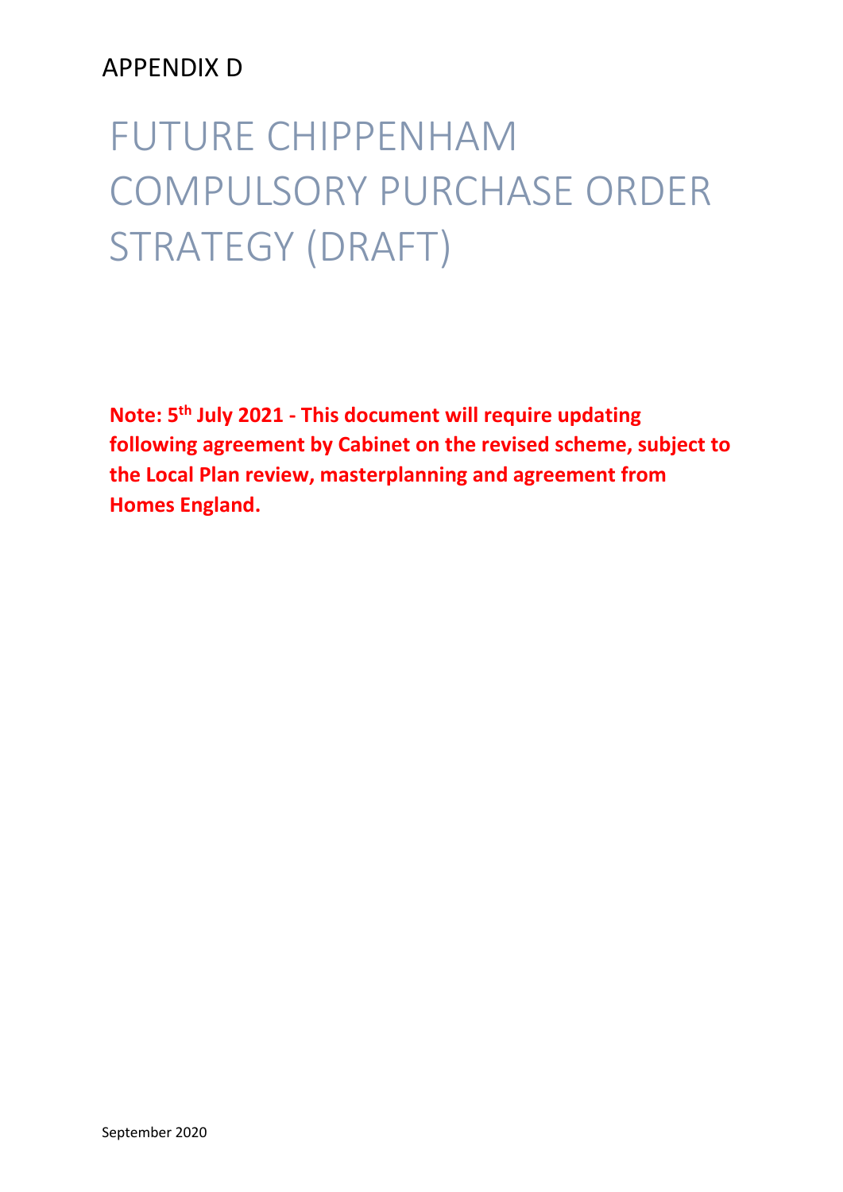APPENDIX D

# FUTURE CHIPPENHAM COMPULSORY PURCHASE ORDER STRATEGY (DRAFT)

**Note: 5th July 2021 - This document will require updating following agreement by Cabinet on the revised scheme, subject to the Local Plan review, masterplanning and agreement from Homes England.**

September 2020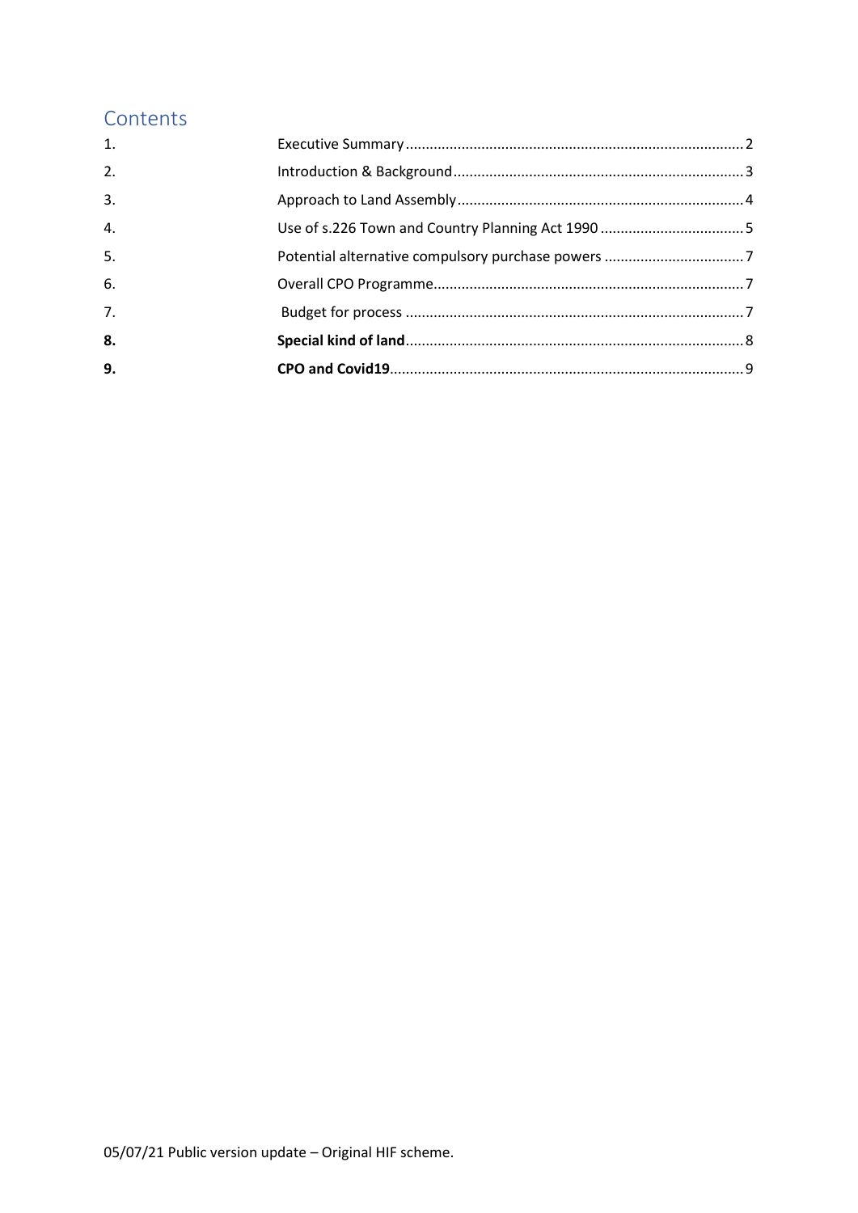## Contents

1. Executive Summary .................... 2
2. Introduction & Background .................... 3
3. Approach to Land Assembly .................... 4
4. Use of s.226 Town and Country Planning Act 1990 .................... 5
5. Potential alternative compulsory purchase powers .................... 7
6. Overall CPO Programme .................... 7
7. Budget for process .................... 7
8. **Special kind of land** .................... 8
9. **CPO and Covid19** .................... 9

05/07/21 Public version update – Original HIF scheme.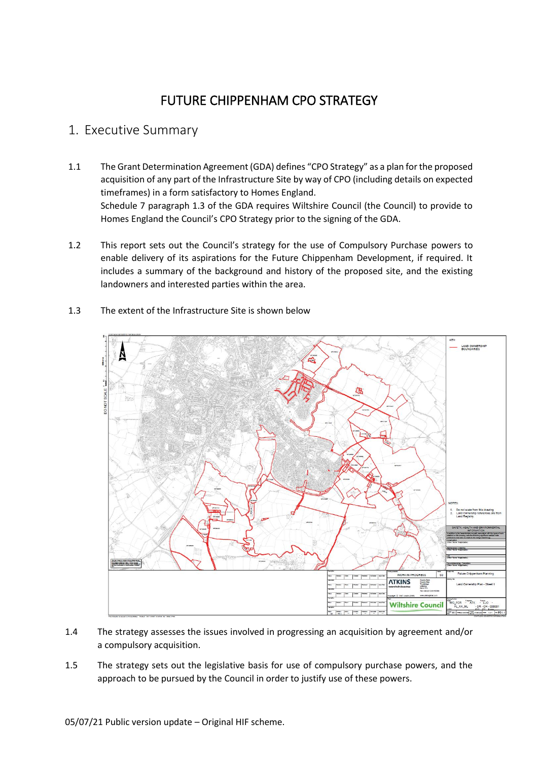# FUTURE CHIPPENHAM CPO STRATEGY

## 1. Executive Summary

1.1 The Grant Determination Agreement (GDA) defines "CPO Strategy" as a plan for the proposed acquisition of any part of the Infrastructure Site by way of CPO (including details on expected timeframes) in a form satisfactory to Homes England.
Schedule 7 paragraph 1.3 of the GDA requires Wiltshire Council (the Council) to provide to Homes England the Council's CPO Strategy prior to the signing of the GDA.

1.2 This report sets out the Council's strategy for the use of Compulsory Purchase powers to enable delivery of its aspirations for the Future Chippenham Development, if required. It includes a summary of the background and history of the proposed site, and the existing landowners and interested parties within the area.

1.3 The extent of the Infrastructure Site is shown below

1.4 The strategy assesses the issues involved in progressing an acquisition by agreement and/or a compulsory acquisition.

1.5 The strategy sets out the legislative basis for use of compulsory purchase powers, and the approach to be pursued by the Council in order to justify use of these powers.

05/07/21 Public version update – Original HIF scheme.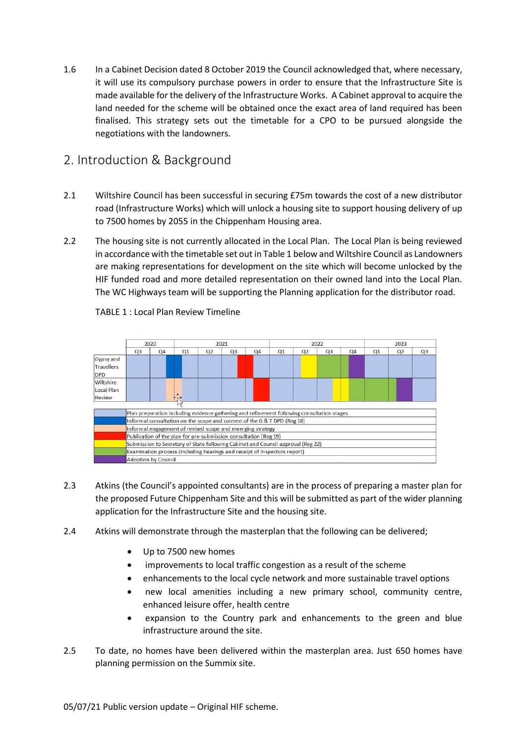1.6 In a Cabinet Decision dated 8 October 2019 the Council acknowledged that, where necessary, it will use its compulsory purchase powers in order to ensure that the Infrastructure Site is made available for the delivery of the Infrastructure Works. A Cabinet approval to acquire the land needed for the scheme will be obtained once the exact area of land required has been finalised. This strategy sets out the timetable for a CPO to be pursued alongside the negotiations with the landowners.

## 2. Introduction & Background

2.1 Wiltshire Council has been successful in securing £75m towards the cost of a new distributor road (Infrastructure Works) which will unlock a housing site to support housing delivery of up to 7500 homes by 2055 in the Chippenham Housing area.

2.2 The housing site is not currently allocated in the Local Plan. The Local Plan is being reviewed in accordance with the timetable set out in Table 1 below and Wiltshire Council as Landowners are making representations for development on the site which will become unlocked by the HIF funded road and more detailed representation on their owned land into the Local Plan. The WC Highways team will be supporting the Planning application for the distributor road.

TABLE 1 : Local Plan Review Timeline

| | 2020 | | 2021 | | | | 2022 | | | | 2023 | | |
|---|---|---|---|---|---|---|---|---|---|---|---|---|---|
| | Q3 | Q4 | Q1 | Q2 | Q3 | Q4 | Q1 | Q2 | Q3 | Q4 | Q1 | Q2 | Q3 |
| Gypsy and Travellers DPD | Plan preparation | Plan preparation / Informal consultation (Reg 18) | Informal consultation (Reg 18) / Plan preparation | Plan preparation | Plan preparation / Publication (Reg 19) | Publication (Reg 19) / Plan preparation | Plan preparation | Plan preparation / Submission (Reg 22) | Examination process | Examination process / Adoption by Council | Plan preparation | Plan preparation | Plan preparation |
| Wiltshire Local Plan Review | Plan preparation | Plan preparation / Informal engagement | Informal engagement / Plan preparation | Plan preparation | Plan preparation | Publication (Reg 19) | Plan preparation | Plan preparation | Plan preparation / Submission (Reg 22) | Submission (Reg 22) / Examination process | Examination process | Examination process / Adoption by Council | Plan preparation |

| Key |
|---|
| Plan preparation including evidence gathering and refinement following consultation stages |
| Informal consultation on the scope and content of the G & T DPD (Reg 18) |
| Informal engagement of revised scope and emerging strategy |
| Publication of the plan for pre-submission consultation (Reg 19) |
| Submission to Secretary of State following Cabinet and Council approval (Reg 22) |
| Examination process (including hearings and receipt of Inspectors report) |
| Adoption by Council |

2.3 Atkins (the Council's appointed consultants) are in the process of preparing a master plan for the proposed Future Chippenham Site and this will be submitted as part of the wider planning application for the Infrastructure Site and the housing site.

2.4 Atkins will demonstrate through the masterplan that the following can be delivered;

- Up to 7500 new homes
- improvements to local traffic congestion as a result of the scheme
- enhancements to the local cycle network and more sustainable travel options
- new local amenities including a new primary school, community centre, enhanced leisure offer, health centre
- expansion to the Country park and enhancements to the green and blue infrastructure around the site.

2.5 To date, no homes have been delivered within the masterplan area. Just 650 homes have planning permission on the Summix site.

05/07/21 Public version update – Original HIF scheme.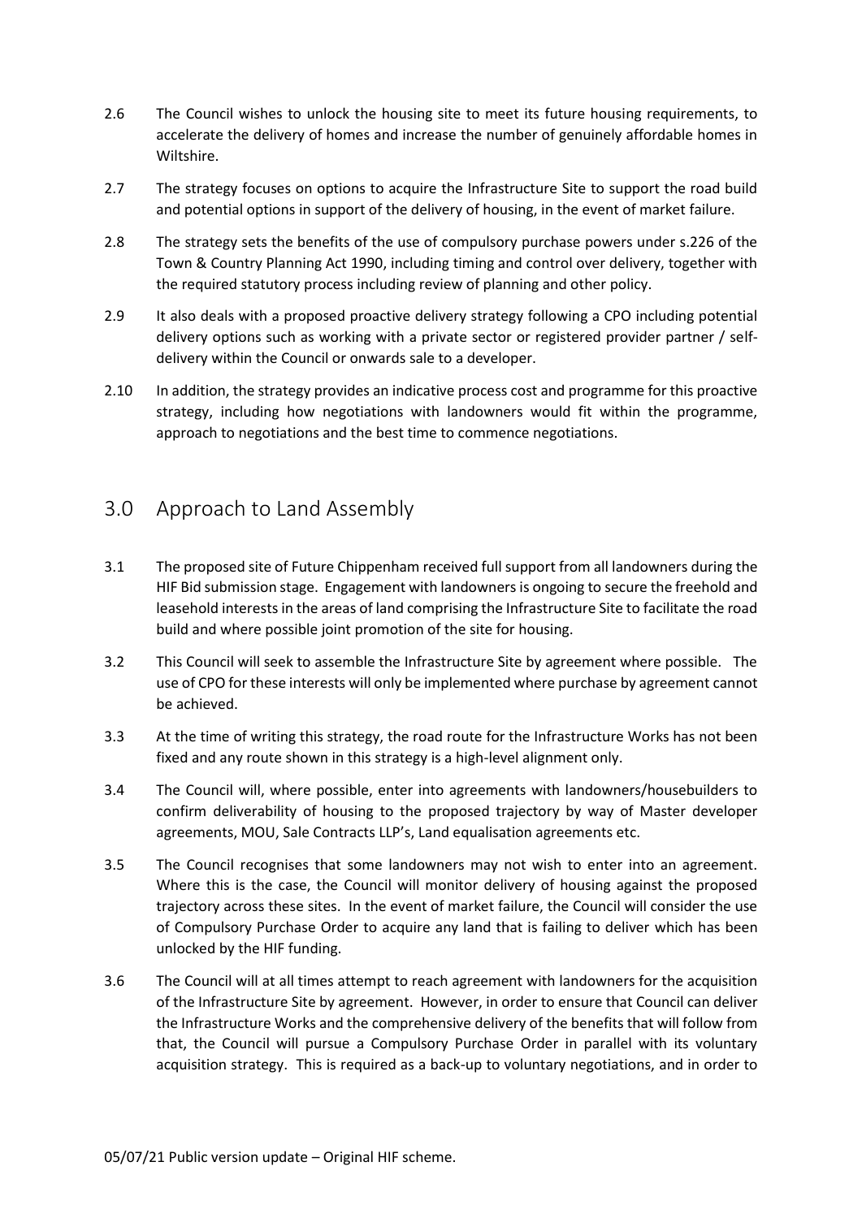2.6 The Council wishes to unlock the housing site to meet its future housing requirements, to accelerate the delivery of homes and increase the number of genuinely affordable homes in Wiltshire.

2.7 The strategy focuses on options to acquire the Infrastructure Site to support the road build and potential options in support of the delivery of housing, in the event of market failure.

2.8 The strategy sets the benefits of the use of compulsory purchase powers under s.226 of the Town & Country Planning Act 1990, including timing and control over delivery, together with the required statutory process including review of planning and other policy.

2.9 It also deals with a proposed proactive delivery strategy following a CPO including potential delivery options such as working with a private sector or registered provider partner / self-delivery within the Council or onwards sale to a developer.

2.10 In addition, the strategy provides an indicative process cost and programme for this proactive strategy, including how negotiations with landowners would fit within the programme, approach to negotiations and the best time to commence negotiations.

## 3.0 Approach to Land Assembly

3.1 The proposed site of Future Chippenham received full support from all landowners during the HIF Bid submission stage. Engagement with landowners is ongoing to secure the freehold and leasehold interests in the areas of land comprising the Infrastructure Site to facilitate the road build and where possible joint promotion of the site for housing.

3.2 This Council will seek to assemble the Infrastructure Site by agreement where possible. The use of CPO for these interests will only be implemented where purchase by agreement cannot be achieved.

3.3 At the time of writing this strategy, the road route for the Infrastructure Works has not been fixed and any route shown in this strategy is a high-level alignment only.

3.4 The Council will, where possible, enter into agreements with landowners/housebuilders to confirm deliverability of housing to the proposed trajectory by way of Master developer agreements, MOU, Sale Contracts LLP's, Land equalisation agreements etc.

3.5 The Council recognises that some landowners may not wish to enter into an agreement. Where this is the case, the Council will monitor delivery of housing against the proposed trajectory across these sites. In the event of market failure, the Council will consider the use of Compulsory Purchase Order to acquire any land that is failing to deliver which has been unlocked by the HIF funding.

3.6 The Council will at all times attempt to reach agreement with landowners for the acquisition of the Infrastructure Site by agreement. However, in order to ensure that Council can deliver the Infrastructure Works and the comprehensive delivery of the benefits that will follow from that, the Council will pursue a Compulsory Purchase Order in parallel with its voluntary acquisition strategy. This is required as a back-up to voluntary negotiations, and in order to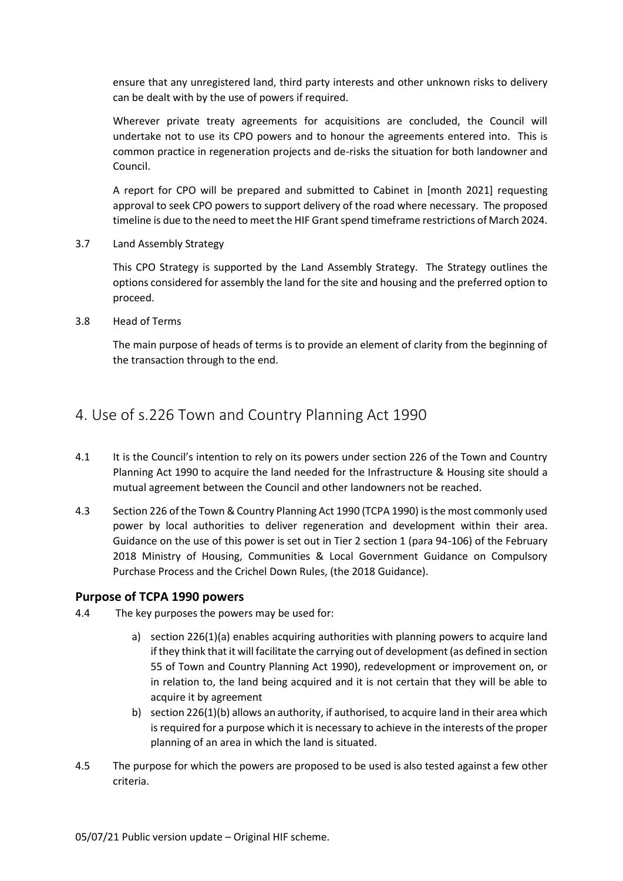ensure that any unregistered land, third party interests and other unknown risks to delivery can be dealt with by the use of powers if required.

Wherever private treaty agreements for acquisitions are concluded, the Council will undertake not to use its CPO powers and to honour the agreements entered into. This is common practice in regeneration projects and de-risks the situation for both landowner and Council.

A report for CPO will be prepared and submitted to Cabinet in [month 2021] requesting approval to seek CPO powers to support delivery of the road where necessary. The proposed timeline is due to the need to meet the HIF Grant spend timeframe restrictions of March 2024.

3.7 Land Assembly Strategy

This CPO Strategy is supported by the Land Assembly Strategy. The Strategy outlines the options considered for assembly the land for the site and housing and the preferred option to proceed.

3.8 Head of Terms

The main purpose of heads of terms is to provide an element of clarity from the beginning of the transaction through to the end.

# 4. Use of s.226 Town and Country Planning Act 1990

4.1 It is the Council's intention to rely on its powers under section 226 of the Town and Country Planning Act 1990 to acquire the land needed for the Infrastructure & Housing site should a mutual agreement between the Council and other landowners not be reached.

4.3 Section 226 of the Town & Country Planning Act 1990 (TCPA 1990) is the most commonly used power by local authorities to deliver regeneration and development within their area. Guidance on the use of this power is set out in Tier 2 section 1 (para 94-106) of the February 2018 Ministry of Housing, Communities & Local Government Guidance on Compulsory Purchase Process and the Crichel Down Rules, (the 2018 Guidance).

## Purpose of TCPA 1990 powers

4.4 The key purposes the powers may be used for:

a) section 226(1)(a) enables acquiring authorities with planning powers to acquire land if they think that it will facilitate the carrying out of development (as defined in section 55 of Town and Country Planning Act 1990), redevelopment or improvement on, or in relation to, the land being acquired and it is not certain that they will be able to acquire it by agreement
b) section 226(1)(b) allows an authority, if authorised, to acquire land in their area which is required for a purpose which it is necessary to achieve in the interests of the proper planning of an area in which the land is situated.

4.5 The purpose for which the powers are proposed to be used is also tested against a few other criteria.

05/07/21 Public version update – Original HIF scheme.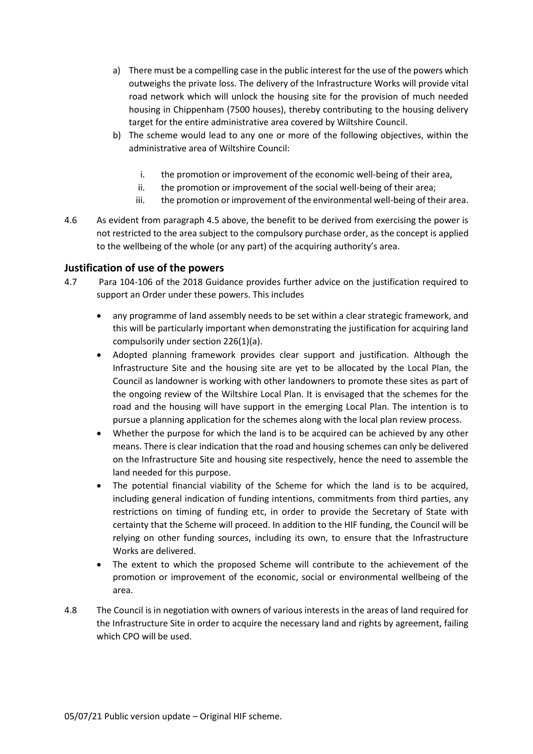a) There must be a compelling case in the public interest for the use of the powers which outweighs the private loss. The delivery of the Infrastructure Works will provide vital road network which will unlock the housing site for the provision of much needed housing in Chippenham (7500 houses), thereby contributing to the housing delivery target for the entire administrative area covered by Wiltshire Council.

b) The scheme would lead to any one or more of the following objectives, within the administrative area of Wiltshire Council:

   i. the promotion or improvement of the economic well-being of their area,
   ii. the promotion or improvement of the social well-being of their area;
   iii. the promotion or improvement of the environmental well-being of their area.

4.6 As evident from paragraph 4.5 above, the benefit to be derived from exercising the power is not restricted to the area subject to the compulsory purchase order, as the concept is applied to the wellbeing of the whole (or any part) of the acquiring authority's area.

## Justification of use of the powers

4.7 Para 104-106 of the 2018 Guidance provides further advice on the justification required to support an Order under these powers. This includes

- any programme of land assembly needs to be set within a clear strategic framework, and this will be particularly important when demonstrating the justification for acquiring land compulsorily under section 226(1)(a).
- Adopted planning framework provides clear support and justification. Although the Infrastructure Site and the housing site are yet to be allocated by the Local Plan, the Council as landowner is working with other landowners to promote these sites as part of the ongoing review of the Wiltshire Local Plan. It is envisaged that the schemes for the road and the housing will have support in the emerging Local Plan. The intention is to pursue a planning application for the schemes along with the local plan review process.
- Whether the purpose for which the land is to be acquired can be achieved by any other means. There is clear indication that the road and housing schemes can only be delivered on the Infrastructure Site and housing site respectively, hence the need to assemble the land needed for this purpose.
- The potential financial viability of the Scheme for which the land is to be acquired, including general indication of funding intentions, commitments from third parties, any restrictions on timing of funding etc, in order to provide the Secretary of State with certainty that the Scheme will proceed. In addition to the HIF funding, the Council will be relying on other funding sources, including its own, to ensure that the Infrastructure Works are delivered.
- The extent to which the proposed Scheme will contribute to the achievement of the promotion or improvement of the economic, social or environmental wellbeing of the area.

4.8 The Council is in negotiation with owners of various interests in the areas of land required for the Infrastructure Site in order to acquire the necessary land and rights by agreement, failing which CPO will be used.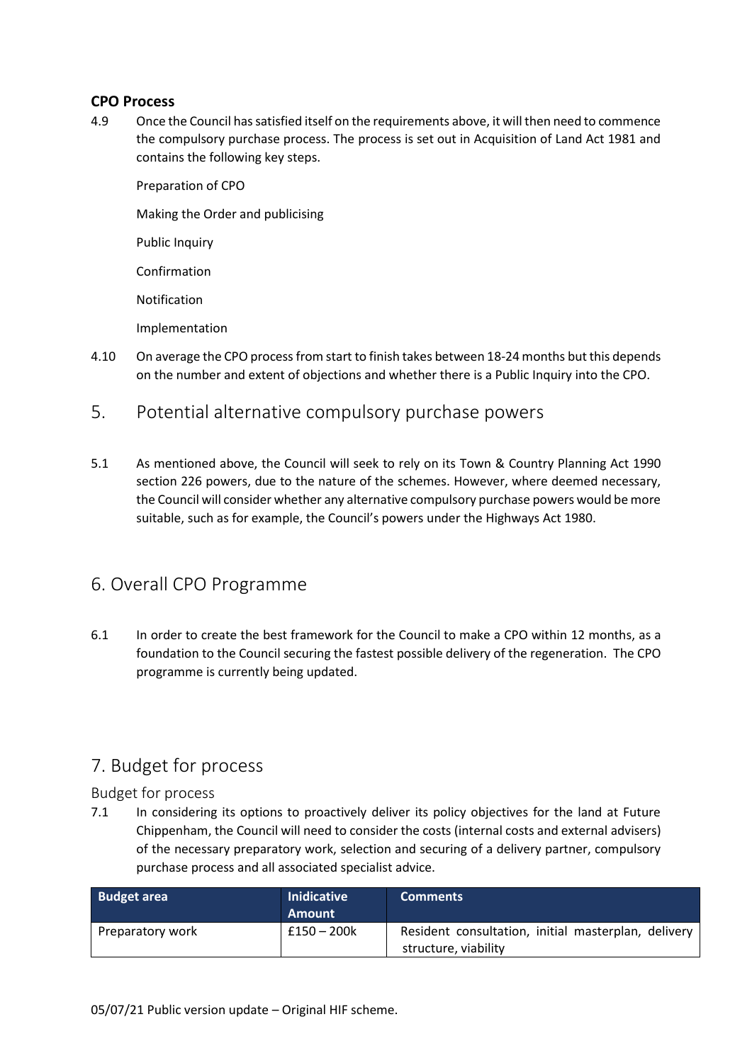### CPO Process

4.9 Once the Council has satisfied itself on the requirements above, it will then need to commence the compulsory purchase process. The process is set out in Acquisition of Land Act 1981 and contains the following key steps.

Preparation of CPO

Making the Order and publicising

Public Inquiry

Confirmation

Notification

Implementation

4.10 On average the CPO process from start to finish takes between 18-24 months but this depends on the number and extent of objections and whether there is a Public Inquiry into the CPO.

## 5. Potential alternative compulsory purchase powers

5.1 As mentioned above, the Council will seek to rely on its Town & Country Planning Act 1990 section 226 powers, due to the nature of the schemes. However, where deemed necessary, the Council will consider whether any alternative compulsory purchase powers would be more suitable, such as for example, the Council's powers under the Highways Act 1980.

## 6. Overall CPO Programme

6.1 In order to create the best framework for the Council to make a CPO within 12 months, as a foundation to the Council securing the fastest possible delivery of the regeneration. The CPO programme is currently being updated.

## 7. Budget for process

### Budget for process

7.1 In considering its options to proactively deliver its policy objectives for the land at Future Chippenham, the Council will need to consider the costs (internal costs and external advisers) of the necessary preparatory work, selection and securing of a delivery partner, compulsory purchase process and all associated specialist advice.

| Budget area | Inidicative Amount | Comments |
|---|---|---|
| Preparatory work | £150 – 200k | Resident consultation, initial masterplan, delivery structure, viability |

05/07/21 Public version update – Original HIF scheme.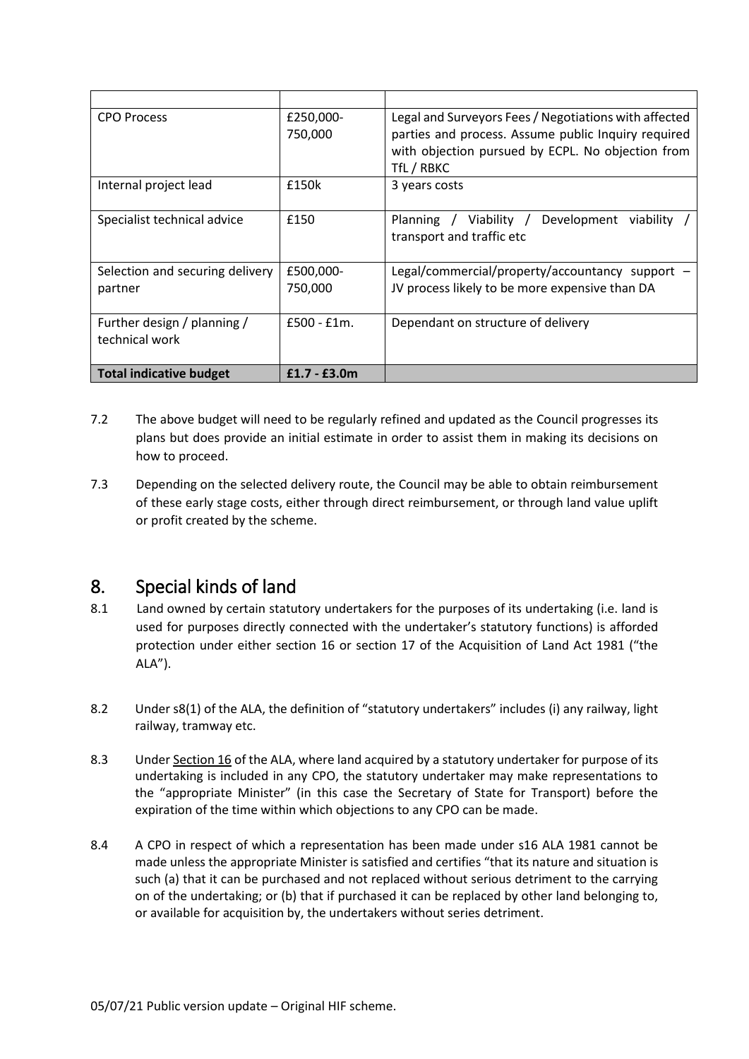| | | |
|---|---|---|
| CPO Process | £250,000-750,000 | Legal and Surveyors Fees / Negotiations with affected parties and process. Assume public Inquiry required with objection pursued by ECPL. No objection from TfL / RBKC |
| Internal project lead | £150k | 3 years costs |
| Specialist technical advice | £150 | Planning / Viability / Development viability / transport and traffic etc |
| Selection and securing delivery partner | £500,000-750,000 | Legal/commercial/property/accountancy support – JV process likely to be more expensive than DA |
| Further design / planning / technical work | £500 - £1m. | Dependant on structure of delivery |
| **Total indicative budget** | **£1.7 - £3.0m** | |

7.2 The above budget will need to be regularly refined and updated as the Council progresses its plans but does provide an initial estimate in order to assist them in making its decisions on how to proceed.

7.3 Depending on the selected delivery route, the Council may be able to obtain reimbursement of these early stage costs, either through direct reimbursement, or through land value uplift or profit created by the scheme.

## 8. Special kinds of land

8.1 Land owned by certain statutory undertakers for the purposes of its undertaking (i.e. land is used for purposes directly connected with the undertaker's statutory functions) is afforded protection under either section 16 or section 17 of the Acquisition of Land Act 1981 ("the ALA").

8.2 Under s8(1) of the ALA, the definition of "statutory undertakers" includes (i) any railway, light railway, tramway etc.

8.3 Under Section 16 of the ALA, where land acquired by a statutory undertaker for purpose of its undertaking is included in any CPO, the statutory undertaker may make representations to the "appropriate Minister" (in this case the Secretary of State for Transport) before the expiration of the time within which objections to any CPO can be made.

8.4 A CPO in respect of which a representation has been made under s16 ALA 1981 cannot be made unless the appropriate Minister is satisfied and certifies "that its nature and situation is such (a) that it can be purchased and not replaced without serious detriment to the carrying on of the undertaking; or (b) that if purchased it can be replaced by other land belonging to, or available for acquisition by, the undertakers without series detriment.

05/07/21 Public version update – Original HIF scheme.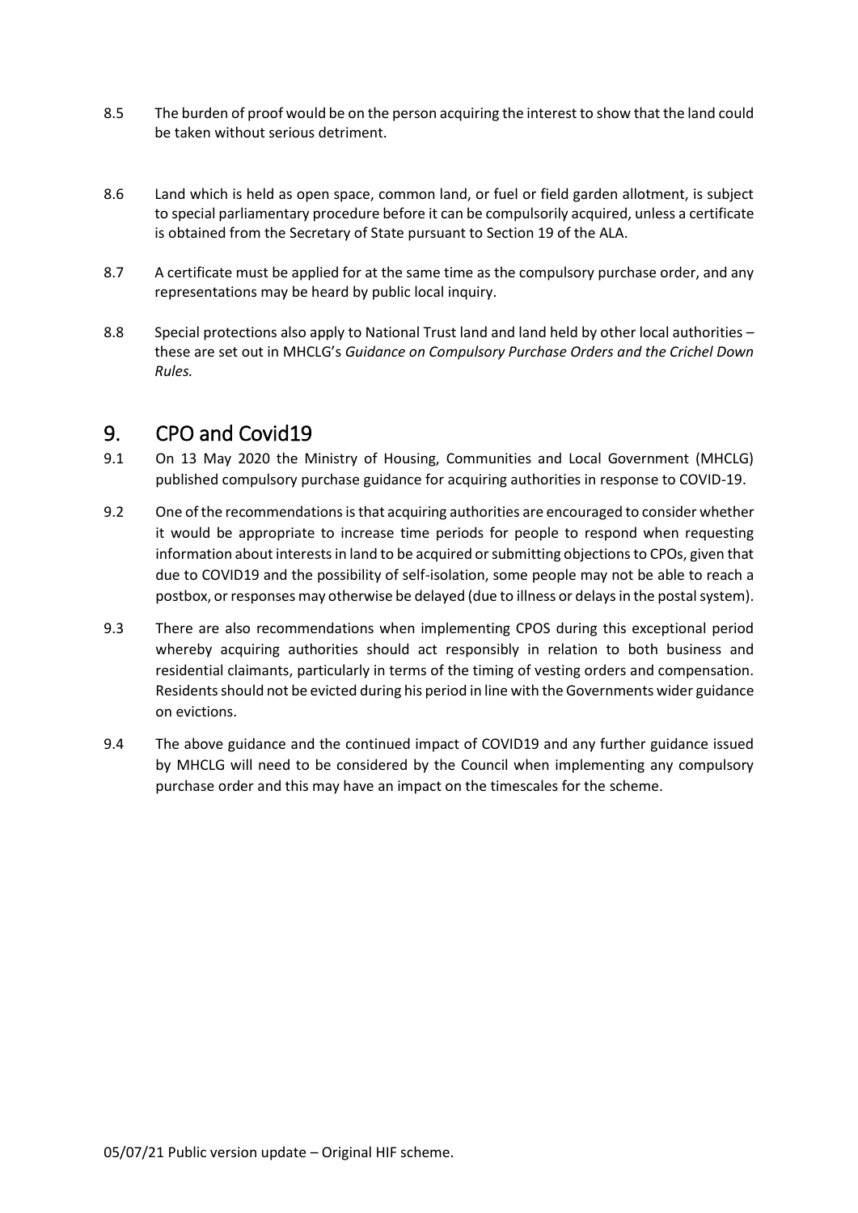8.5 The burden of proof would be on the person acquiring the interest to show that the land could be taken without serious detriment.

8.6 Land which is held as open space, common land, or fuel or field garden allotment, is subject to special parliamentary procedure before it can be compulsorily acquired, unless a certificate is obtained from the Secretary of State pursuant to Section 19 of the ALA.

8.7 A certificate must be applied for at the same time as the compulsory purchase order, and any representations may be heard by public local inquiry.

8.8 Special protections also apply to National Trust land and land held by other local authorities – these are set out in MHCLG's *Guidance on Compulsory Purchase Orders and the Crichel Down Rules.*

## 9. CPO and Covid19

9.1 On 13 May 2020 the Ministry of Housing, Communities and Local Government (MHCLG) published compulsory purchase guidance for acquiring authorities in response to COVID-19.

9.2 One of the recommendations is that acquiring authorities are encouraged to consider whether it would be appropriate to increase time periods for people to respond when requesting information about interests in land to be acquired or submitting objections to CPOs, given that due to COVID19 and the possibility of self-isolation, some people may not be able to reach a postbox, or responses may otherwise be delayed (due to illness or delays in the postal system).

9.3 There are also recommendations when implementing CPOS during this exceptional period whereby acquiring authorities should act responsibly in relation to both business and residential claimants, particularly in terms of the timing of vesting orders and compensation. Residents should not be evicted during his period in line with the Governments wider guidance on evictions.

9.4 The above guidance and the continued impact of COVID19 and any further guidance issued by MHCLG will need to be considered by the Council when implementing any compulsory purchase order and this may have an impact on the timescales for the scheme.

05/07/21 Public version update – Original HIF scheme.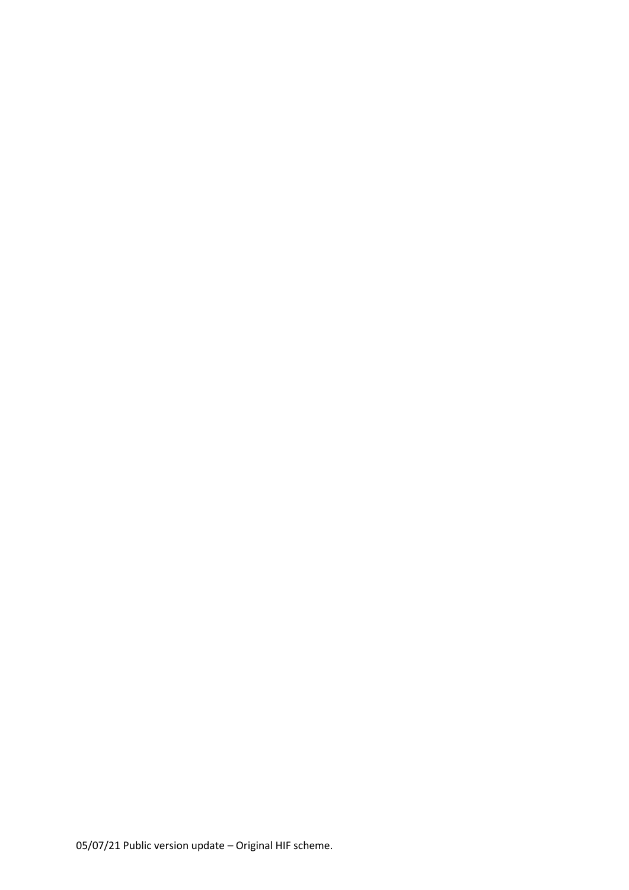05/07/21 Public version update – Original HIF scheme.